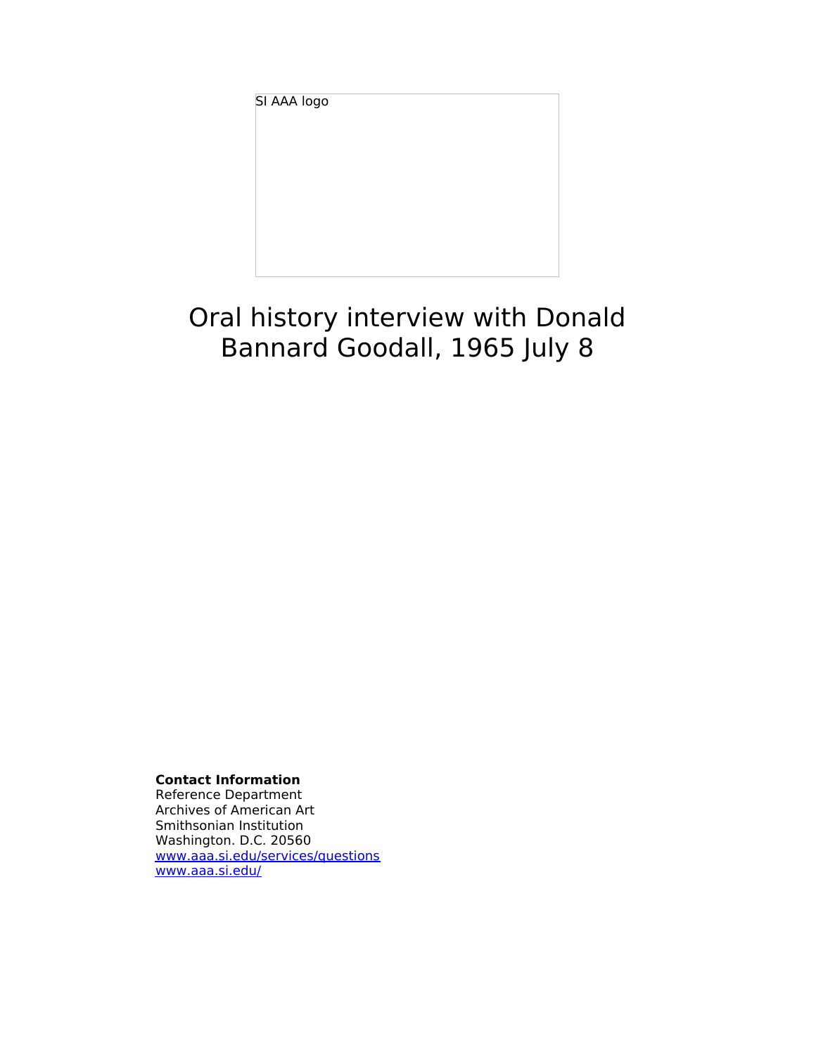SI AAA logo

# Oral history interview with Donald Bannard Goodall, 1965 July 8

**Contact Information**
Reference Department
Archives of American Art
Smithsonian Institution
Washington. D.C. 20560
[www.aaa.si.edu/services/questions](http://www.aaa.si.edu/services/questions)
[www.aaa.si.edu/](http://www.aaa.si.edu/)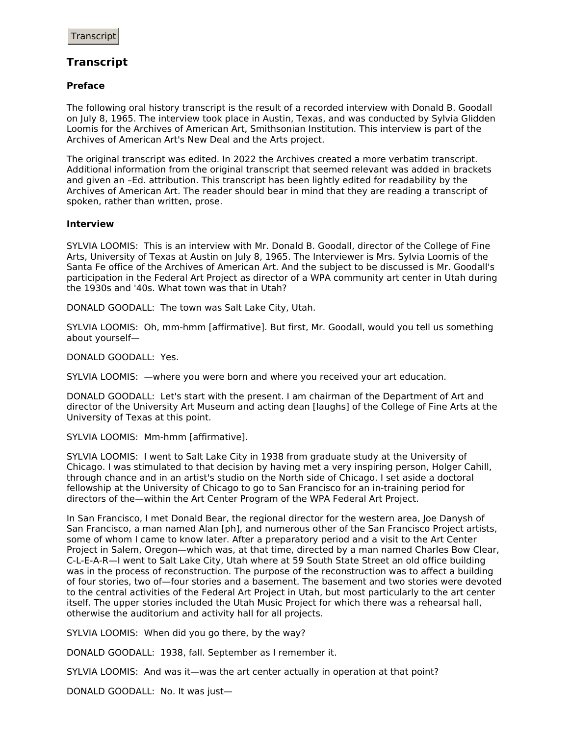Transcript

### Transcript

**Preface**

The following oral history transcript is the result of a recorded interview with Donald B. Goodall on July 8, 1965. The interview took place in Austin, Texas, and was conducted by Sylvia Glidden Loomis for the Archives of American Art, Smithsonian Institution. This interview is part of the Archives of American Art's New Deal and the Arts project.

The original transcript was edited. In 2022 the Archives created a more verbatim transcript. Additional information from the original transcript that seemed relevant was added in brackets and given an –Ed. attribution. This transcript has been lightly edited for readability by the Archives of American Art. The reader should bear in mind that they are reading a transcript of spoken, rather than written, prose.

**Interview**

SYLVIA LOOMIS: This is an interview with Mr. Donald B. Goodall, director of the College of Fine Arts, University of Texas at Austin on July 8, 1965. The Interviewer is Mrs. Sylvia Loomis of the Santa Fe office of the Archives of American Art. And the subject to be discussed is Mr. Goodall's participation in the Federal Art Project as director of a WPA community art center in Utah during the 1930s and '40s. What town was that in Utah?

DONALD GOODALL: The town was Salt Lake City, Utah.

SYLVIA LOOMIS: Oh, mm-hmm [affirmative]. But first, Mr. Goodall, would you tell us something about yourself—

DONALD GOODALL: Yes.

SYLVIA LOOMIS: —where you were born and where you received your art education.

DONALD GOODALL: Let's start with the present. I am chairman of the Department of Art and director of the University Art Museum and acting dean [laughs] of the College of Fine Arts at the University of Texas at this point.

SYLVIA LOOMIS: Mm-hmm [affirmative].

SYLVIA LOOMIS: I went to Salt Lake City in 1938 from graduate study at the University of Chicago. I was stimulated to that decision by having met a very inspiring person, Holger Cahill, through chance and in an artist's studio on the North side of Chicago. I set aside a doctoral fellowship at the University of Chicago to go to San Francisco for an in-training period for directors of the—within the Art Center Program of the WPA Federal Art Project.

In San Francisco, I met Donald Bear, the regional director for the western area, Joe Danysh of San Francisco, a man named Alan [ph], and numerous other of the San Francisco Project artists, some of whom I came to know later. After a preparatory period and a visit to the Art Center Project in Salem, Oregon—which was, at that time, directed by a man named Charles Bow Clear, C-L-E-A-R—I went to Salt Lake City, Utah where at 59 South State Street an old office building was in the process of reconstruction. The purpose of the reconstruction was to affect a building of four stories, two of—four stories and a basement. The basement and two stories were devoted to the central activities of the Federal Art Project in Utah, but most particularly to the art center itself. The upper stories included the Utah Music Project for which there was a rehearsal hall, otherwise the auditorium and activity hall for all projects.

SYLVIA LOOMIS: When did you go there, by the way?

DONALD GOODALL: 1938, fall. September as I remember it.

SYLVIA LOOMIS: And was it—was the art center actually in operation at that point?

DONALD GOODALL: No. It was just—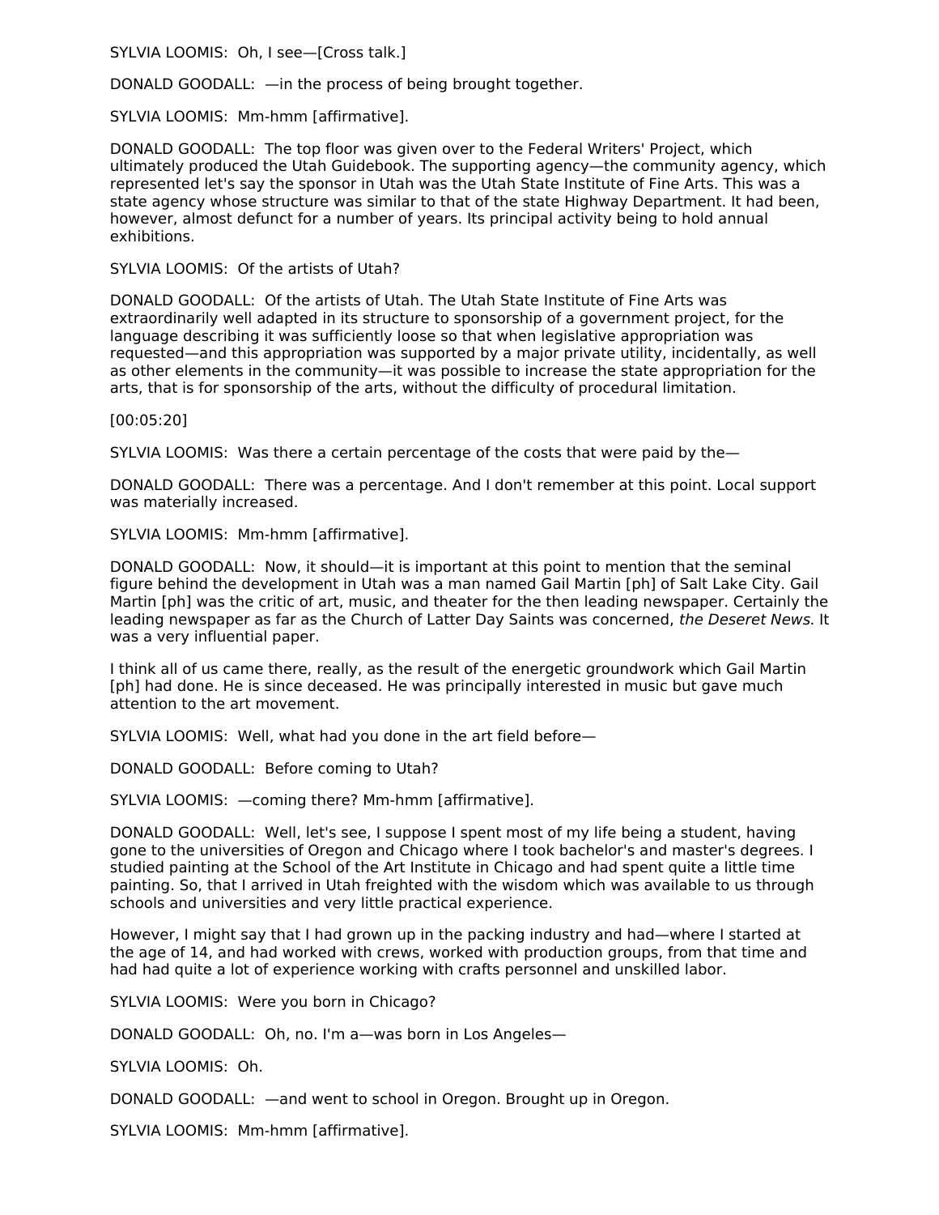SYLVIA LOOMIS:  Oh, I see—[Cross talk.]

DONALD GOODALL:  —in the process of being brought together.

SYLVIA LOOMIS:  Mm-hmm [affirmative].

DONALD GOODALL:  The top floor was given over to the Federal Writers' Project, which ultimately produced the Utah Guidebook. The supporting agency—the community agency, which represented let's say the sponsor in Utah was the Utah State Institute of Fine Arts. This was a state agency whose structure was similar to that of the state Highway Department. It had been, however, almost defunct for a number of years. Its principal activity being to hold annual exhibitions.

SYLVIA LOOMIS:  Of the artists of Utah?

DONALD GOODALL:  Of the artists of Utah. The Utah State Institute of Fine Arts was extraordinarily well adapted in its structure to sponsorship of a government project, for the language describing it was sufficiently loose so that when legislative appropriation was requested—and this appropriation was supported by a major private utility, incidentally, as well as other elements in the community—it was possible to increase the state appropriation for the arts, that is for sponsorship of the arts, without the difficulty of procedural limitation.

[00:05:20]

SYLVIA LOOMIS:  Was there a certain percentage of the costs that were paid by the—

DONALD GOODALL:  There was a percentage. And I don't remember at this point. Local support was materially increased.

SYLVIA LOOMIS:  Mm-hmm [affirmative].

DONALD GOODALL:  Now, it should—it is important at this point to mention that the seminal figure behind the development in Utah was a man named Gail Martin [ph] of Salt Lake City. Gail Martin [ph] was the critic of art, music, and theater for the then leading newspaper. Certainly the leading newspaper as far as the Church of Latter Day Saints was concerned, *the Deseret News*. It was a very influential paper.

I think all of us came there, really, as the result of the energetic groundwork which Gail Martin [ph] had done. He is since deceased. He was principally interested in music but gave much attention to the art movement.

SYLVIA LOOMIS:  Well, what had you done in the art field before—

DONALD GOODALL:  Before coming to Utah?

SYLVIA LOOMIS:  —coming there? Mm-hmm [affirmative].

DONALD GOODALL:  Well, let's see, I suppose I spent most of my life being a student, having gone to the universities of Oregon and Chicago where I took bachelor's and master's degrees. I studied painting at the School of the Art Institute in Chicago and had spent quite a little time painting. So, that I arrived in Utah freighted with the wisdom which was available to us through schools and universities and very little practical experience.

However, I might say that I had grown up in the packing industry and had—where I started at the age of 14, and had worked with crews, worked with production groups, from that time and had had quite a lot of experience working with crafts personnel and unskilled labor.

SYLVIA LOOMIS:  Were you born in Chicago?

DONALD GOODALL:  Oh, no. I'm a—was born in Los Angeles—

SYLVIA LOOMIS:  Oh.

DONALD GOODALL:  —and went to school in Oregon. Brought up in Oregon.

SYLVIA LOOMIS:  Mm-hmm [affirmative].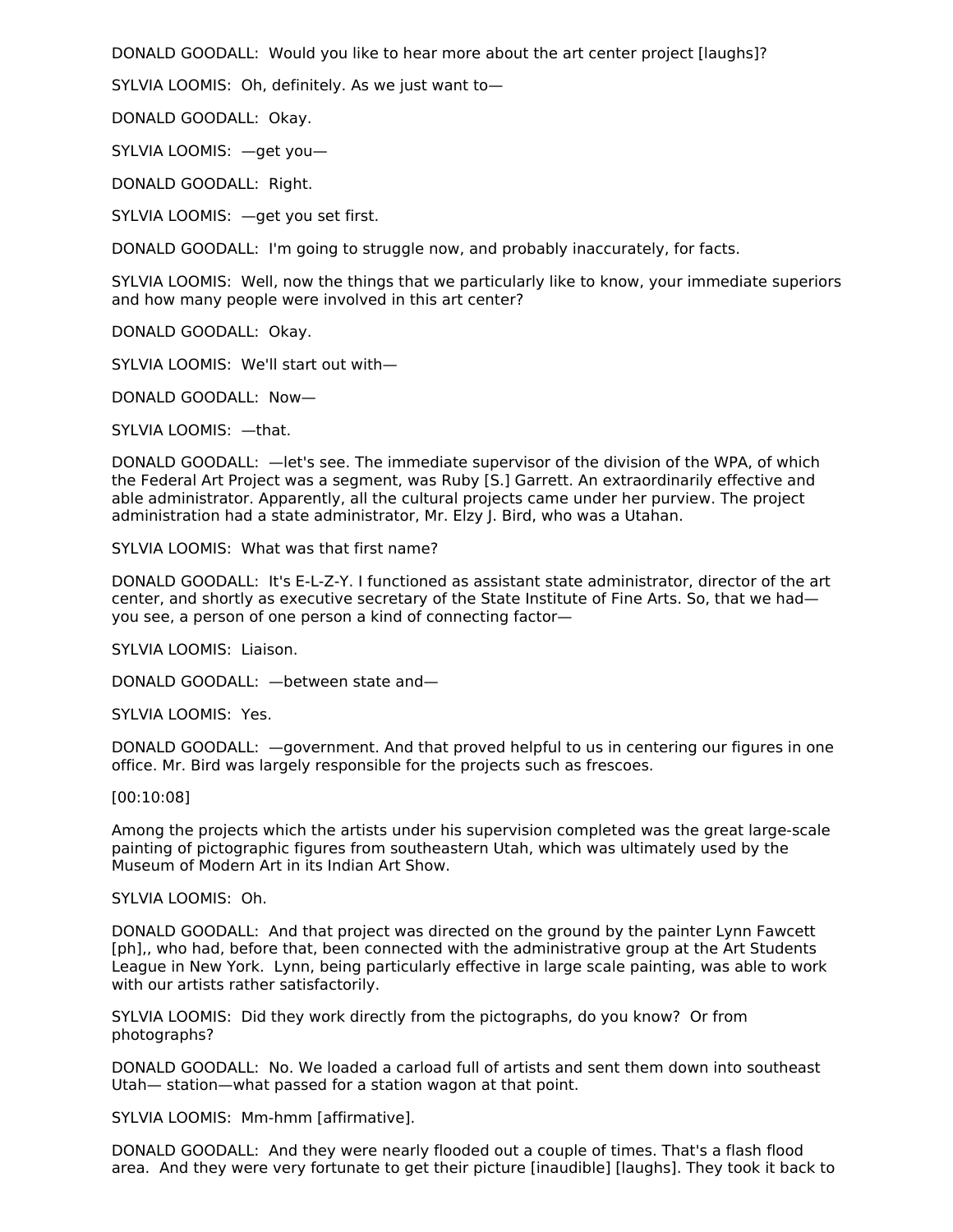DONALD GOODALL: Would you like to hear more about the art center project [laughs]?

SYLVIA LOOMIS: Oh, definitely. As we just want to—

DONALD GOODALL: Okay.

SYLVIA LOOMIS: —get you—

DONALD GOODALL: Right.

SYLVIA LOOMIS: —get you set first.

DONALD GOODALL: I'm going to struggle now, and probably inaccurately, for facts.

SYLVIA LOOMIS: Well, now the things that we particularly like to know, your immediate superiors and how many people were involved in this art center?

DONALD GOODALL: Okay.

SYLVIA LOOMIS: We'll start out with—

DONALD GOODALL: Now—

SYLVIA LOOMIS: —that.

DONALD GOODALL: —let's see. The immediate supervisor of the division of the WPA, of which the Federal Art Project was a segment, was Ruby [S.] Garrett. An extraordinarily effective and able administrator. Apparently, all the cultural projects came under her purview. The project administration had a state administrator, Mr. Elzy J. Bird, who was a Utahan.

SYLVIA LOOMIS: What was that first name?

DONALD GOODALL: It's E-L-Z-Y. I functioned as assistant state administrator, director of the art center, and shortly as executive secretary of the State Institute of Fine Arts. So, that we had—you see, a person of one person a kind of connecting factor—

SYLVIA LOOMIS: Liaison.

DONALD GOODALL: —between state and—

SYLVIA LOOMIS: Yes.

DONALD GOODALL: —government. And that proved helpful to us in centering our figures in one office. Mr. Bird was largely responsible for the projects such as frescoes.

[00:10:08]

Among the projects which the artists under his supervision completed was the great large-scale painting of pictographic figures from southeastern Utah, which was ultimately used by the Museum of Modern Art in its Indian Art Show.

SYLVIA LOOMIS: Oh.

DONALD GOODALL: And that project was directed on the ground by the painter Lynn Fawcett [ph],, who had, before that, been connected with the administrative group at the Art Students League in New York. Lynn, being particularly effective in large scale painting, was able to work with our artists rather satisfactorily.

SYLVIA LOOMIS: Did they work directly from the pictographs, do you know? Or from photographs?

DONALD GOODALL: No. We loaded a carload full of artists and sent them down into southeast Utah— station—what passed for a station wagon at that point.

SYLVIA LOOMIS: Mm-hmm [affirmative].

DONALD GOODALL: And they were nearly flooded out a couple of times. That's a flash flood area. And they were very fortunate to get their picture [inaudible] [laughs]. They took it back to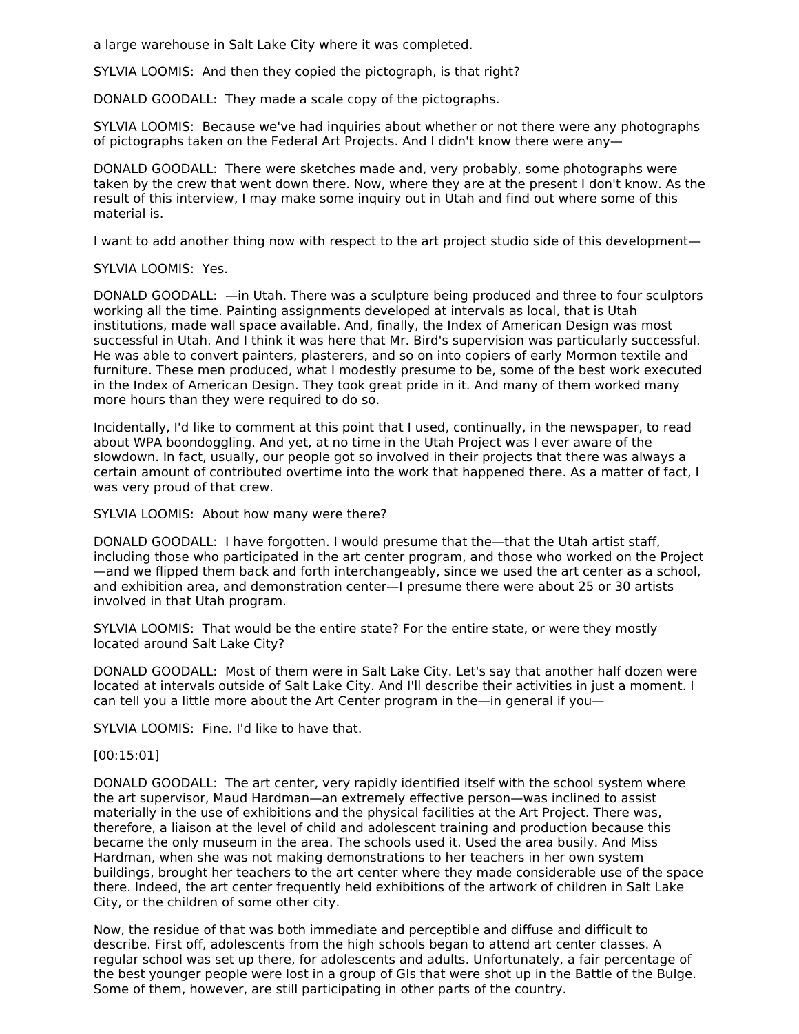a large warehouse in Salt Lake City where it was completed.

SYLVIA LOOMIS:  And then they copied the pictograph, is that right?

DONALD GOODALL:  They made a scale copy of the pictographs.

SYLVIA LOOMIS:  Because we've had inquiries about whether or not there were any photographs of pictographs taken on the Federal Art Projects. And I didn't know there were any—

DONALD GOODALL:  There were sketches made and, very probably, some photographs were taken by the crew that went down there. Now, where they are at the present I don't know. As the result of this interview, I may make some inquiry out in Utah and find out where some of this material is.

I want to add another thing now with respect to the art project studio side of this development—

SYLVIA LOOMIS:  Yes.

DONALD GOODALL:  —in Utah. There was a sculpture being produced and three to four sculptors working all the time. Painting assignments developed at intervals as local, that is Utah institutions, made wall space available. And, finally, the Index of American Design was most successful in Utah. And I think it was here that Mr. Bird's supervision was particularly successful. He was able to convert painters, plasterers, and so on into copiers of early Mormon textile and furniture. These men produced, what I modestly presume to be, some of the best work executed in the Index of American Design. They took great pride in it. And many of them worked many more hours than they were required to do so.

Incidentally, I'd like to comment at this point that I used, continually, in the newspaper, to read about WPA boondoggling. And yet, at no time in the Utah Project was I ever aware of the slowdown. In fact, usually, our people got so involved in their projects that there was always a certain amount of contributed overtime into the work that happened there. As a matter of fact, I was very proud of that crew.

SYLVIA LOOMIS:  About how many were there?

DONALD GOODALL:  I have forgotten. I would presume that the—that the Utah artist staff, including those who participated in the art center program, and those who worked on the Project—and we flipped them back and forth interchangeably, since we used the art center as a school, and exhibition area, and demonstration center—I presume there were about 25 or 30 artists involved in that Utah program.

SYLVIA LOOMIS:  That would be the entire state? For the entire state, or were they mostly located around Salt Lake City?

DONALD GOODALL:  Most of them were in Salt Lake City. Let's say that another half dozen were located at intervals outside of Salt Lake City. And I'll describe their activities in just a moment. I can tell you a little more about the Art Center program in the—in general if you—

SYLVIA LOOMIS:  Fine. I'd like to have that.

[00:15:01]

DONALD GOODALL:  The art center, very rapidly identified itself with the school system where the art supervisor, Maud Hardman—an extremely effective person—was inclined to assist materially in the use of exhibitions and the physical facilities at the Art Project. There was, therefore, a liaison at the level of child and adolescent training and production because this became the only museum in the area. The schools used it. Used the area busily. And Miss Hardman, when she was not making demonstrations to her teachers in her own system buildings, brought her teachers to the art center where they made considerable use of the space there. Indeed, the art center frequently held exhibitions of the artwork of children in Salt Lake City, or the children of some other city.

Now, the residue of that was both immediate and perceptible and diffuse and difficult to describe. First off, adolescents from the high schools began to attend art center classes. A regular school was set up there, for adolescents and adults. Unfortunately, a fair percentage of the best younger people were lost in a group of GIs that were shot up in the Battle of the Bulge. Some of them, however, are still participating in other parts of the country.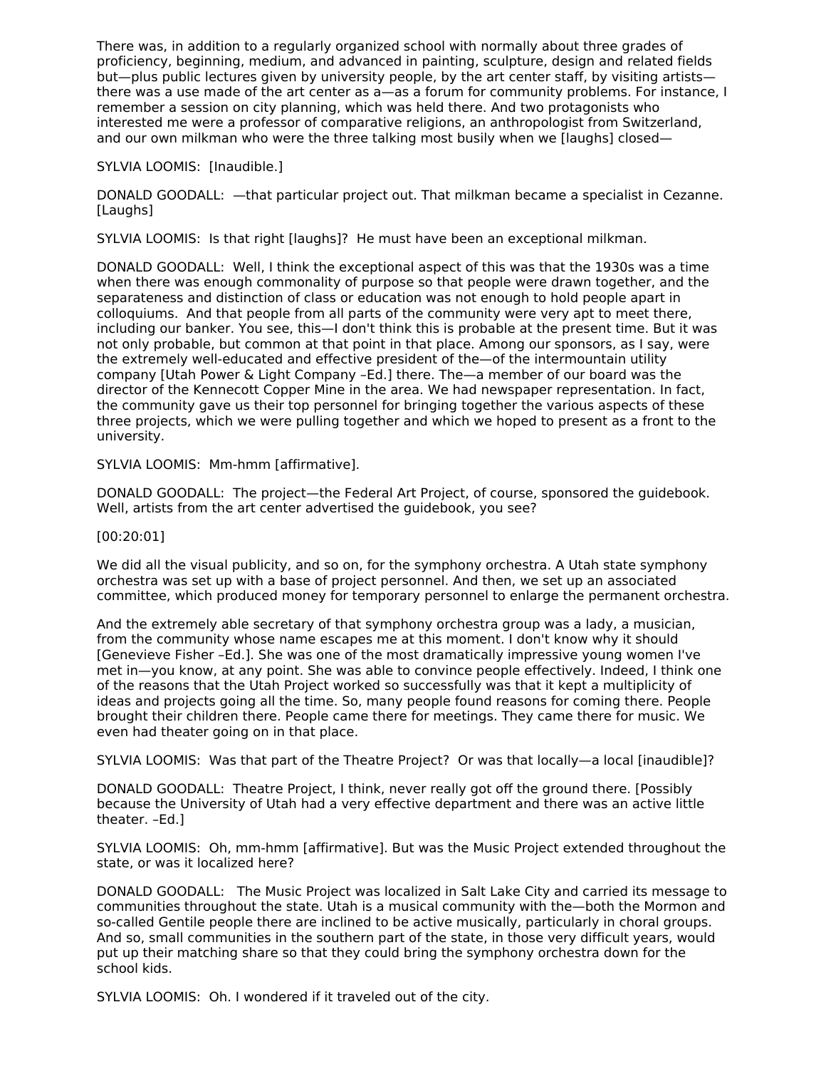There was, in addition to a regularly organized school with normally about three grades of proficiency, beginning, medium, and advanced in painting, sculpture, design and related fields but—plus public lectures given by university people, by the art center staff, by visiting artists—there was a use made of the art center as a—as a forum for community problems. For instance, I remember a session on city planning, which was held there. And two protagonists who interested me were a professor of comparative religions, an anthropologist from Switzerland, and our own milkman who were the three talking most busily when we [laughs] closed—

SYLVIA LOOMIS: [Inaudible.]

DONALD GOODALL: —that particular project out. That milkman became a specialist in Cezanne. [Laughs]

SYLVIA LOOMIS: Is that right [laughs]? He must have been an exceptional milkman.

DONALD GOODALL: Well, I think the exceptional aspect of this was that the 1930s was a time when there was enough commonality of purpose so that people were drawn together, and the separateness and distinction of class or education was not enough to hold people apart in colloquiums. And that people from all parts of the community were very apt to meet there, including our banker. You see, this—I don't think this is probable at the present time. But it was not only probable, but common at that point in that place. Among our sponsors, as I say, were the extremely well-educated and effective president of the—of the intermountain utility company [Utah Power & Light Company –Ed.] there. The—a member of our board was the director of the Kennecott Copper Mine in the area. We had newspaper representation. In fact, the community gave us their top personnel for bringing together the various aspects of these three projects, which we were pulling together and which we hoped to present as a front to the university.

SYLVIA LOOMIS: Mm-hmm [affirmative].

DONALD GOODALL: The project—the Federal Art Project, of course, sponsored the guidebook. Well, artists from the art center advertised the guidebook, you see?

[00:20:01]

We did all the visual publicity, and so on, for the symphony orchestra. A Utah state symphony orchestra was set up with a base of project personnel. And then, we set up an associated committee, which produced money for temporary personnel to enlarge the permanent orchestra.

And the extremely able secretary of that symphony orchestra group was a lady, a musician, from the community whose name escapes me at this moment. I don't know why it should [Genevieve Fisher –Ed.]. She was one of the most dramatically impressive young women I've met in—you know, at any point. She was able to convince people effectively. Indeed, I think one of the reasons that the Utah Project worked so successfully was that it kept a multiplicity of ideas and projects going all the time. So, many people found reasons for coming there. People brought their children there. People came there for meetings. They came there for music. We even had theater going on in that place.

SYLVIA LOOMIS: Was that part of the Theatre Project? Or was that locally—a local [inaudible]?

DONALD GOODALL: Theatre Project, I think, never really got off the ground there. [Possibly because the University of Utah had a very effective department and there was an active little theater. –Ed.]

SYLVIA LOOMIS: Oh, mm-hmm [affirmative]. But was the Music Project extended throughout the state, or was it localized here?

DONALD GOODALL: The Music Project was localized in Salt Lake City and carried its message to communities throughout the state. Utah is a musical community with the—both the Mormon and so-called Gentile people there are inclined to be active musically, particularly in choral groups. And so, small communities in the southern part of the state, in those very difficult years, would put up their matching share so that they could bring the symphony orchestra down for the school kids.

SYLVIA LOOMIS: Oh. I wondered if it traveled out of the city.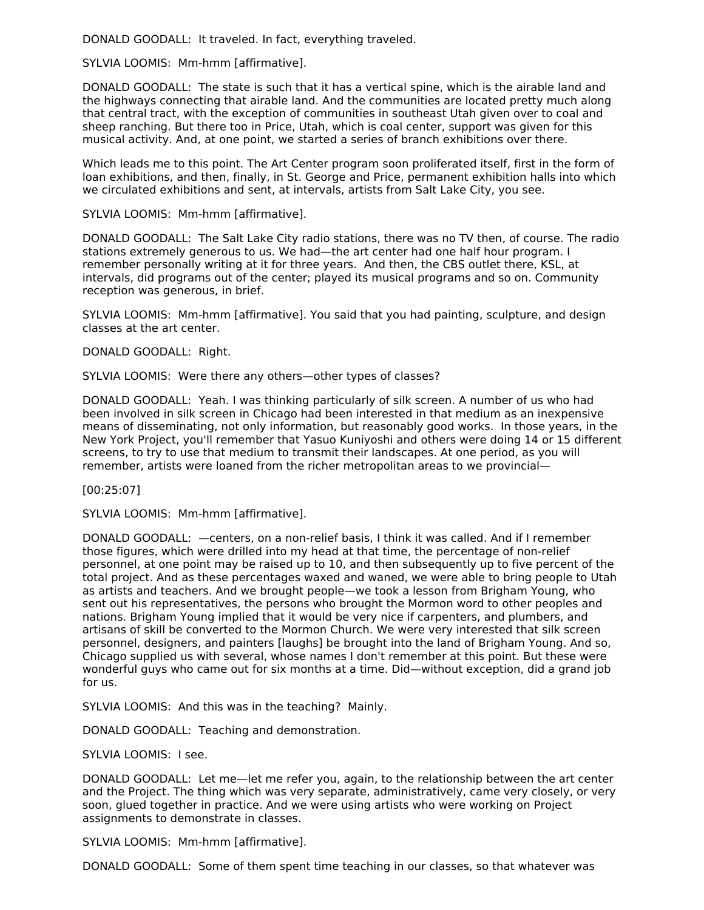DONALD GOODALL: It traveled. In fact, everything traveled.

SYLVIA LOOMIS: Mm-hmm [affirmative].

DONALD GOODALL: The state is such that it has a vertical spine, which is the airable land and the highways connecting that airable land. And the communities are located pretty much along that central tract, with the exception of communities in southeast Utah given over to coal and sheep ranching. But there too in Price, Utah, which is coal center, support was given for this musical activity. And, at one point, we started a series of branch exhibitions over there.

Which leads me to this point. The Art Center program soon proliferated itself, first in the form of loan exhibitions, and then, finally, in St. George and Price, permanent exhibition halls into which we circulated exhibitions and sent, at intervals, artists from Salt Lake City, you see.

SYLVIA LOOMIS: Mm-hmm [affirmative].

DONALD GOODALL: The Salt Lake City radio stations, there was no TV then, of course. The radio stations extremely generous to us. We had—the art center had one half hour program. I remember personally writing at it for three years. And then, the CBS outlet there, KSL, at intervals, did programs out of the center; played its musical programs and so on. Community reception was generous, in brief.

SYLVIA LOOMIS: Mm-hmm [affirmative]. You said that you had painting, sculpture, and design classes at the art center.

DONALD GOODALL: Right.

SYLVIA LOOMIS: Were there any others—other types of classes?

DONALD GOODALL: Yeah. I was thinking particularly of silk screen. A number of us who had been involved in silk screen in Chicago had been interested in that medium as an inexpensive means of disseminating, not only information, but reasonably good works. In those years, in the New York Project, you'll remember that Yasuo Kuniyoshi and others were doing 14 or 15 different screens, to try to use that medium to transmit their landscapes. At one period, as you will remember, artists were loaned from the richer metropolitan areas to we provincial—

[00:25:07]

SYLVIA LOOMIS: Mm-hmm [affirmative].

DONALD GOODALL: —centers, on a non-relief basis, I think it was called. And if I remember those figures, which were drilled into my head at that time, the percentage of non-relief personnel, at one point may be raised up to 10, and then subsequently up to five percent of the total project. And as these percentages waxed and waned, we were able to bring people to Utah as artists and teachers. And we brought people—we took a lesson from Brigham Young, who sent out his representatives, the persons who brought the Mormon word to other peoples and nations. Brigham Young implied that it would be very nice if carpenters, and plumbers, and artisans of skill be converted to the Mormon Church. We were very interested that silk screen personnel, designers, and painters [laughs] be brought into the land of Brigham Young. And so, Chicago supplied us with several, whose names I don't remember at this point. But these were wonderful guys who came out for six months at a time. Did—without exception, did a grand job for us.

SYLVIA LOOMIS: And this was in the teaching? Mainly.

DONALD GOODALL: Teaching and demonstration.

SYLVIA LOOMIS: I see.

DONALD GOODALL: Let me—let me refer you, again, to the relationship between the art center and the Project. The thing which was very separate, administratively, came very closely, or very soon, glued together in practice. And we were using artists who were working on Project assignments to demonstrate in classes.

SYLVIA LOOMIS: Mm-hmm [affirmative].

DONALD GOODALL: Some of them spent time teaching in our classes, so that whatever was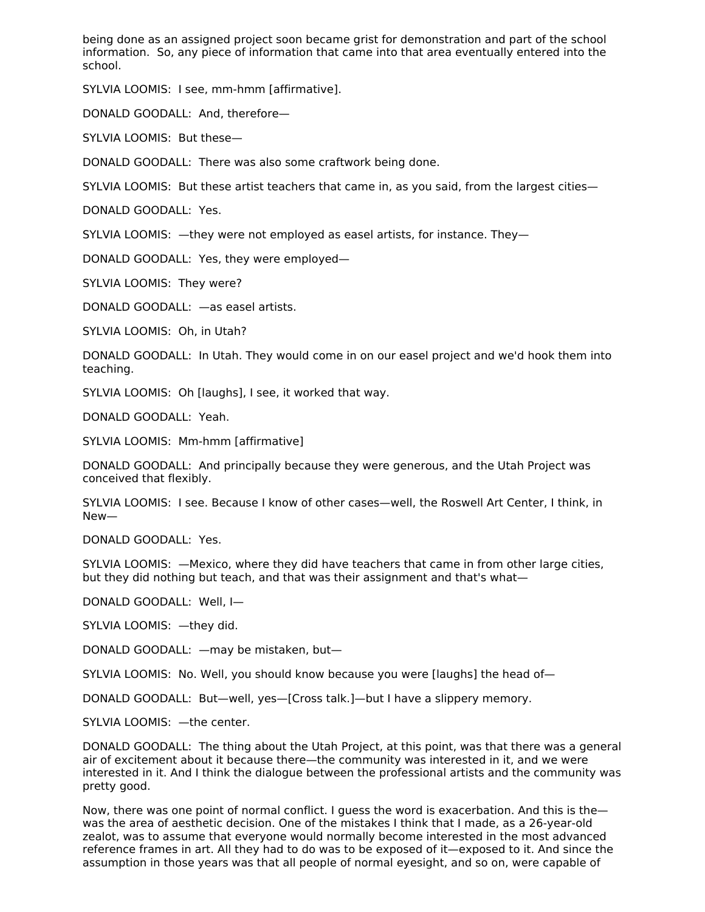being done as an assigned project soon became grist for demonstration and part of the school information. So, any piece of information that came into that area eventually entered into the school.

SYLVIA LOOMIS: I see, mm-hmm [affirmative].

DONALD GOODALL: And, therefore—

SYLVIA LOOMIS: But these—

DONALD GOODALL: There was also some craftwork being done.

SYLVIA LOOMIS: But these artist teachers that came in, as you said, from the largest cities—

DONALD GOODALL: Yes.

SYLVIA LOOMIS: —they were not employed as easel artists, for instance. They—

DONALD GOODALL: Yes, they were employed—

SYLVIA LOOMIS: They were?

DONALD GOODALL: —as easel artists.

SYLVIA LOOMIS: Oh, in Utah?

DONALD GOODALL: In Utah. They would come in on our easel project and we'd hook them into teaching.

SYLVIA LOOMIS: Oh [laughs], I see, it worked that way.

DONALD GOODALL: Yeah.

SYLVIA LOOMIS: Mm-hmm [affirmative]

DONALD GOODALL: And principally because they were generous, and the Utah Project was conceived that flexibly.

SYLVIA LOOMIS: I see. Because I know of other cases—well, the Roswell Art Center, I think, in New—

DONALD GOODALL: Yes.

SYLVIA LOOMIS: —Mexico, where they did have teachers that came in from other large cities, but they did nothing but teach, and that was their assignment and that's what—

DONALD GOODALL: Well, I—

SYLVIA LOOMIS: —they did.

DONALD GOODALL: —may be mistaken, but—

SYLVIA LOOMIS: No. Well, you should know because you were [laughs] the head of—

DONALD GOODALL: But—well, yes—[Cross talk.]—but I have a slippery memory.

SYLVIA LOOMIS: —the center.

DONALD GOODALL: The thing about the Utah Project, at this point, was that there was a general air of excitement about it because there—the community was interested in it, and we were interested in it. And I think the dialogue between the professional artists and the community was pretty good.

Now, there was one point of normal conflict. I guess the word is exacerbation. And this is the—was the area of aesthetic decision. One of the mistakes I think that I made, as a 26-year-old zealot, was to assume that everyone would normally become interested in the most advanced reference frames in art. All they had to do was to be exposed of it—exposed to it. And since the assumption in those years was that all people of normal eyesight, and so on, were capable of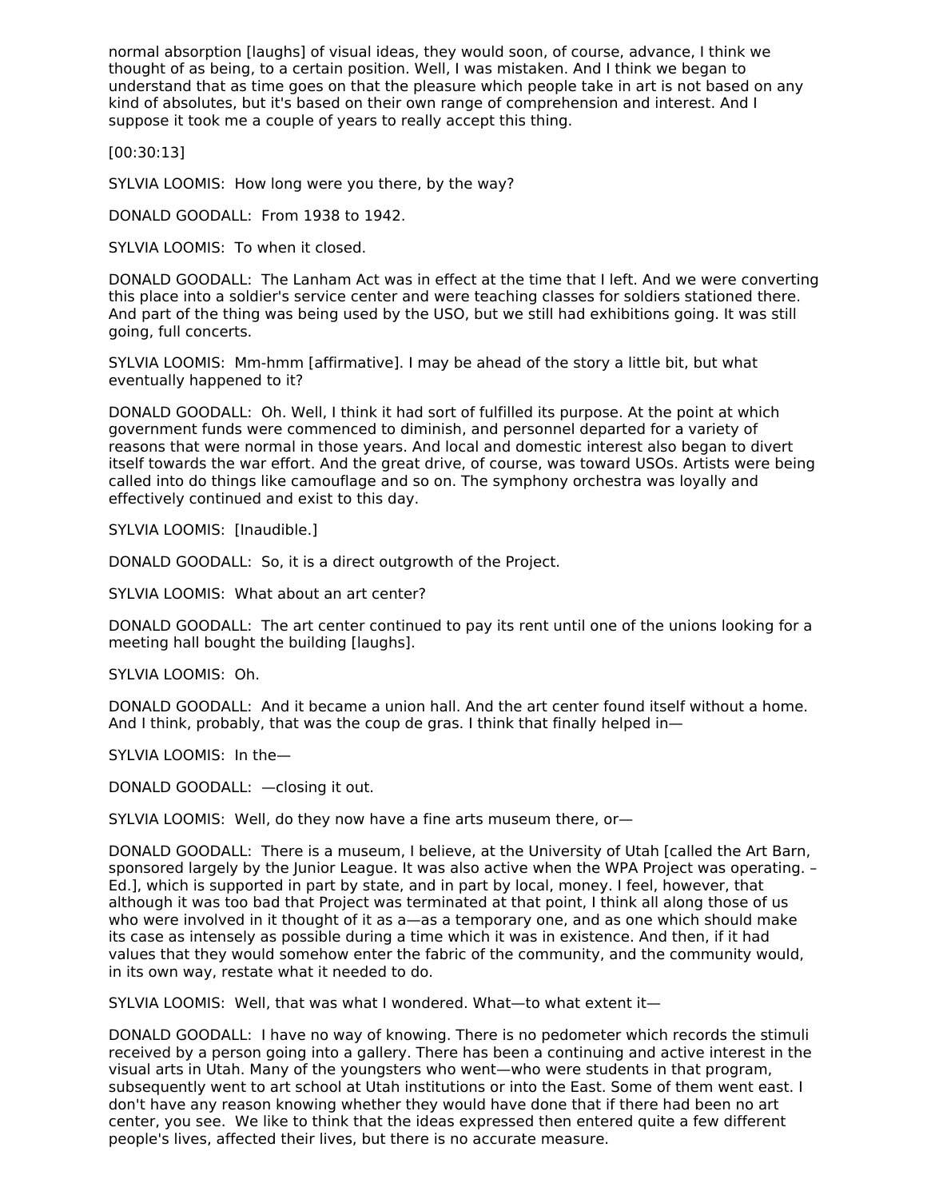normal absorption [laughs] of visual ideas, they would soon, of course, advance, I think we thought of as being, to a certain position. Well, I was mistaken. And I think we began to understand that as time goes on that the pleasure which people take in art is not based on any kind of absolutes, but it's based on their own range of comprehension and interest. And I suppose it took me a couple of years to really accept this thing.

[00:30:13]

SYLVIA LOOMIS: How long were you there, by the way?

DONALD GOODALL: From 1938 to 1942.

SYLVIA LOOMIS: To when it closed.

DONALD GOODALL: The Lanham Act was in effect at the time that I left. And we were converting this place into a soldier's service center and were teaching classes for soldiers stationed there. And part of the thing was being used by the USO, but we still had exhibitions going. It was still going, full concerts.

SYLVIA LOOMIS: Mm-hmm [affirmative]. I may be ahead of the story a little bit, but what eventually happened to it?

DONALD GOODALL: Oh. Well, I think it had sort of fulfilled its purpose. At the point at which government funds were commenced to diminish, and personnel departed for a variety of reasons that were normal in those years. And local and domestic interest also began to divert itself towards the war effort. And the great drive, of course, was toward USOs. Artists were being called into do things like camouflage and so on. The symphony orchestra was loyally and effectively continued and exist to this day.

SYLVIA LOOMIS: [Inaudible.]

DONALD GOODALL: So, it is a direct outgrowth of the Project.

SYLVIA LOOMIS: What about an art center?

DONALD GOODALL: The art center continued to pay its rent until one of the unions looking for a meeting hall bought the building [laughs].

SYLVIA LOOMIS: Oh.

DONALD GOODALL: And it became a union hall. And the art center found itself without a home. And I think, probably, that was the coup de gras. I think that finally helped in—

SYLVIA LOOMIS: In the—

DONALD GOODALL: —closing it out.

SYLVIA LOOMIS: Well, do they now have a fine arts museum there, or—

DONALD GOODALL: There is a museum, I believe, at the University of Utah [called the Art Barn, sponsored largely by the Junior League. It was also active when the WPA Project was operating. –Ed.], which is supported in part by state, and in part by local, money. I feel, however, that although it was too bad that Project was terminated at that point, I think all along those of us who were involved in it thought of it as a—as a temporary one, and as one which should make its case as intensely as possible during a time which it was in existence. And then, if it had values that they would somehow enter the fabric of the community, and the community would, in its own way, restate what it needed to do.

SYLVIA LOOMIS: Well, that was what I wondered. What—to what extent it—

DONALD GOODALL: I have no way of knowing. There is no pedometer which records the stimuli received by a person going into a gallery. There has been a continuing and active interest in the visual arts in Utah. Many of the youngsters who went—who were students in that program, subsequently went to art school at Utah institutions or into the East. Some of them went east. I don't have any reason knowing whether they would have done that if there had been no art center, you see. We like to think that the ideas expressed then entered quite a few different people's lives, affected their lives, but there is no accurate measure.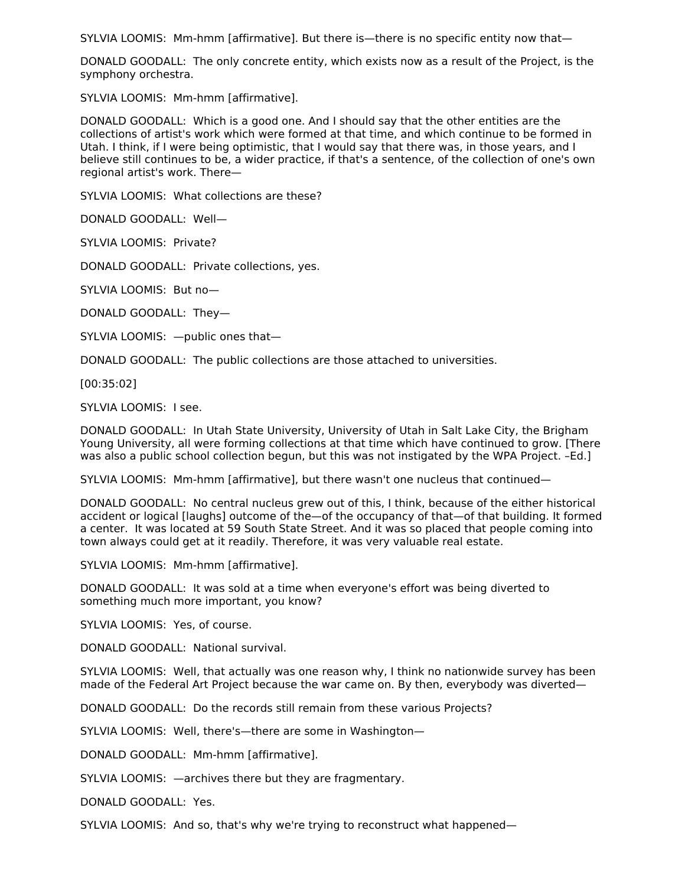SYLVIA LOOMIS: Mm-hmm [affirmative]. But there is—there is no specific entity now that—

DONALD GOODALL: The only concrete entity, which exists now as a result of the Project, is the symphony orchestra.

SYLVIA LOOMIS: Mm-hmm [affirmative].

DONALD GOODALL: Which is a good one. And I should say that the other entities are the collections of artist's work which were formed at that time, and which continue to be formed in Utah. I think, if I were being optimistic, that I would say that there was, in those years, and I believe still continues to be, a wider practice, if that's a sentence, of the collection of one's own regional artist's work. There—

SYLVIA LOOMIS: What collections are these?

DONALD GOODALL: Well—

SYLVIA LOOMIS: Private?

DONALD GOODALL: Private collections, yes.

SYLVIA LOOMIS: But no—

DONALD GOODALL: They—

SYLVIA LOOMIS: —public ones that—

DONALD GOODALL: The public collections are those attached to universities.

[00:35:02]

SYLVIA LOOMIS: I see.

DONALD GOODALL: In Utah State University, University of Utah in Salt Lake City, the Brigham Young University, all were forming collections at that time which have continued to grow. [There was also a public school collection begun, but this was not instigated by the WPA Project. –Ed.]

SYLVIA LOOMIS: Mm-hmm [affirmative], but there wasn't one nucleus that continued—

DONALD GOODALL: No central nucleus grew out of this, I think, because of the either historical accident or logical [laughs] outcome of the—of the occupancy of that—of that building. It formed a center. It was located at 59 South State Street. And it was so placed that people coming into town always could get at it readily. Therefore, it was very valuable real estate.

SYLVIA LOOMIS: Mm-hmm [affirmative].

DONALD GOODALL: It was sold at a time when everyone's effort was being diverted to something much more important, you know?

SYLVIA LOOMIS: Yes, of course.

DONALD GOODALL: National survival.

SYLVIA LOOMIS: Well, that actually was one reason why, I think no nationwide survey has been made of the Federal Art Project because the war came on. By then, everybody was diverted—

DONALD GOODALL: Do the records still remain from these various Projects?

SYLVIA LOOMIS: Well, there's—there are some in Washington—

DONALD GOODALL: Mm-hmm [affirmative].

SYLVIA LOOMIS: —archives there but they are fragmentary.

DONALD GOODALL: Yes.

SYLVIA LOOMIS: And so, that's why we're trying to reconstruct what happened—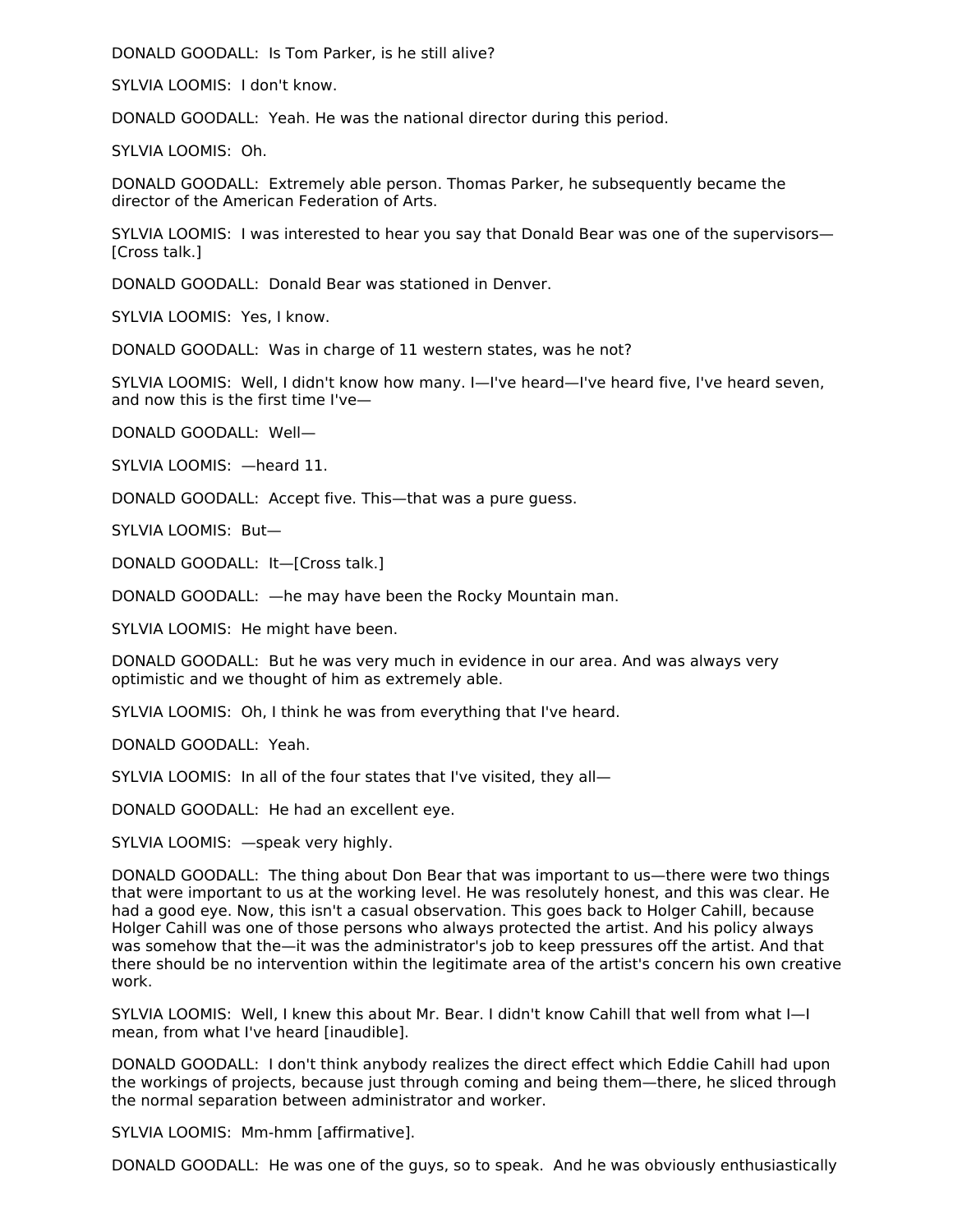DONALD GOODALL: Is Tom Parker, is he still alive?

SYLVIA LOOMIS: I don't know.

DONALD GOODALL: Yeah. He was the national director during this period.

SYLVIA LOOMIS: Oh.

DONALD GOODALL: Extremely able person. Thomas Parker, he subsequently became the director of the American Federation of Arts.

SYLVIA LOOMIS: I was interested to hear you say that Donald Bear was one of the supervisors—[Cross talk.]

DONALD GOODALL: Donald Bear was stationed in Denver.

SYLVIA LOOMIS: Yes, I know.

DONALD GOODALL: Was in charge of 11 western states, was he not?

SYLVIA LOOMIS: Well, I didn't know how many. I—I've heard—I've heard five, I've heard seven, and now this is the first time I've—

DONALD GOODALL: Well—

SYLVIA LOOMIS: —heard 11.

DONALD GOODALL: Accept five. This—that was a pure guess.

SYLVIA LOOMIS: But—

DONALD GOODALL: It—[Cross talk.]

DONALD GOODALL: —he may have been the Rocky Mountain man.

SYLVIA LOOMIS: He might have been.

DONALD GOODALL: But he was very much in evidence in our area. And was always very optimistic and we thought of him as extremely able.

SYLVIA LOOMIS: Oh, I think he was from everything that I've heard.

DONALD GOODALL: Yeah.

SYLVIA LOOMIS: In all of the four states that I've visited, they all—

DONALD GOODALL: He had an excellent eye.

SYLVIA LOOMIS: —speak very highly.

DONALD GOODALL: The thing about Don Bear that was important to us—there were two things that were important to us at the working level. He was resolutely honest, and this was clear. He had a good eye. Now, this isn't a casual observation. This goes back to Holger Cahill, because Holger Cahill was one of those persons who always protected the artist. And his policy always was somehow that the—it was the administrator's job to keep pressures off the artist. And that there should be no intervention within the legitimate area of the artist's concern his own creative work.

SYLVIA LOOMIS: Well, I knew this about Mr. Bear. I didn't know Cahill that well from what I—I mean, from what I've heard [inaudible].

DONALD GOODALL: I don't think anybody realizes the direct effect which Eddie Cahill had upon the workings of projects, because just through coming and being them—there, he sliced through the normal separation between administrator and worker.

SYLVIA LOOMIS: Mm-hmm [affirmative].

DONALD GOODALL: He was one of the guys, so to speak. And he was obviously enthusiastically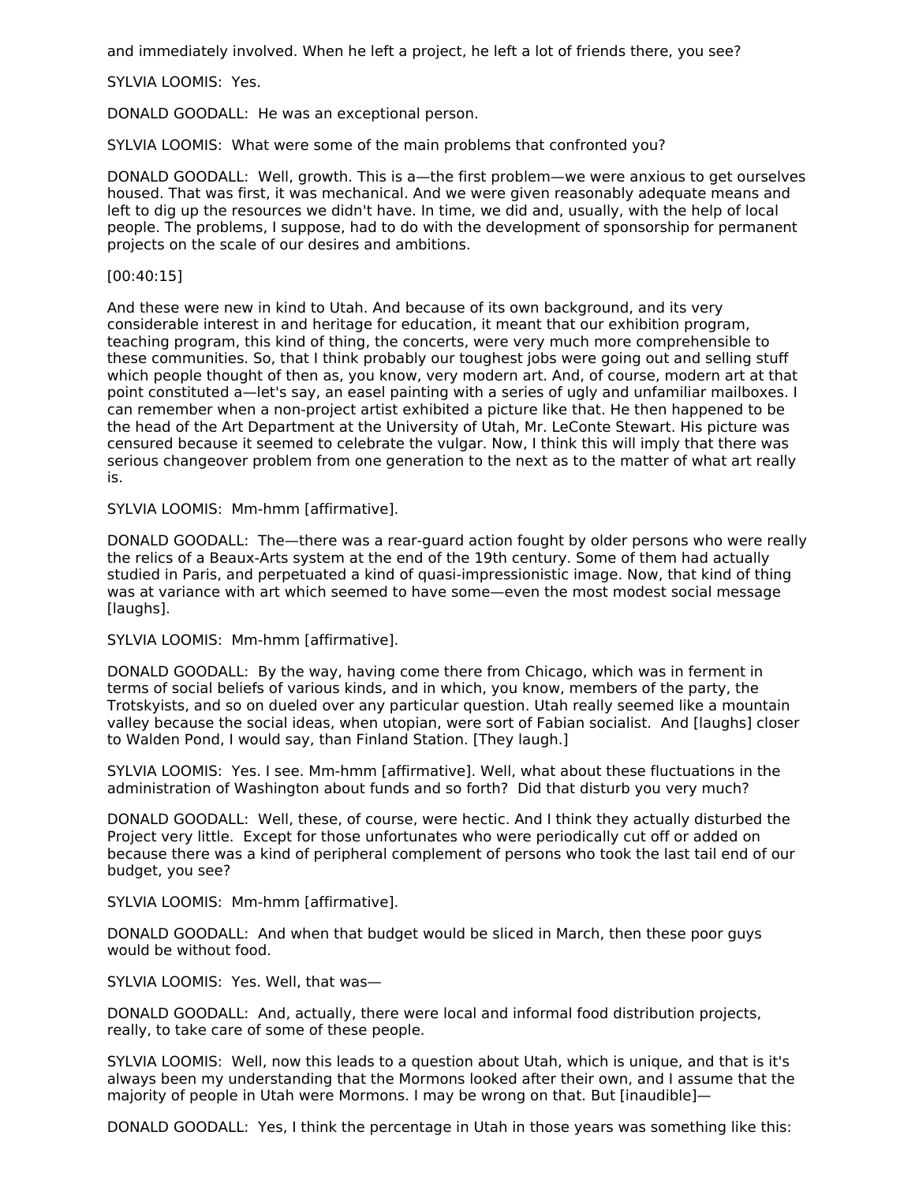and immediately involved. When he left a project, he left a lot of friends there, you see?

SYLVIA LOOMIS: Yes.

DONALD GOODALL: He was an exceptional person.

SYLVIA LOOMIS: What were some of the main problems that confronted you?

DONALD GOODALL: Well, growth. This is a—the first problem—we were anxious to get ourselves housed. That was first, it was mechanical. And we were given reasonably adequate means and left to dig up the resources we didn't have. In time, we did and, usually, with the help of local people. The problems, I suppose, had to do with the development of sponsorship for permanent projects on the scale of our desires and ambitions.

[00:40:15]

And these were new in kind to Utah. And because of its own background, and its very considerable interest in and heritage for education, it meant that our exhibition program, teaching program, this kind of thing, the concerts, were very much more comprehensible to these communities. So, that I think probably our toughest jobs were going out and selling stuff which people thought of then as, you know, very modern art. And, of course, modern art at that point constituted a—let's say, an easel painting with a series of ugly and unfamiliar mailboxes. I can remember when a non-project artist exhibited a picture like that. He then happened to be the head of the Art Department at the University of Utah, Mr. LeConte Stewart. His picture was censured because it seemed to celebrate the vulgar. Now, I think this will imply that there was serious changeover problem from one generation to the next as to the matter of what art really is.

SYLVIA LOOMIS: Mm-hmm [affirmative].

DONALD GOODALL: The—there was a rear-guard action fought by older persons who were really the relics of a Beaux-Arts system at the end of the 19th century. Some of them had actually studied in Paris, and perpetuated a kind of quasi-impressionistic image. Now, that kind of thing was at variance with art which seemed to have some—even the most modest social message [laughs].

SYLVIA LOOMIS: Mm-hmm [affirmative].

DONALD GOODALL: By the way, having come there from Chicago, which was in ferment in terms of social beliefs of various kinds, and in which, you know, members of the party, the Trotskyists, and so on dueled over any particular question. Utah really seemed like a mountain valley because the social ideas, when utopian, were sort of Fabian socialist. And [laughs] closer to Walden Pond, I would say, than Finland Station. [They laugh.]

SYLVIA LOOMIS: Yes. I see. Mm-hmm [affirmative]. Well, what about these fluctuations in the administration of Washington about funds and so forth? Did that disturb you very much?

DONALD GOODALL: Well, these, of course, were hectic. And I think they actually disturbed the Project very little. Except for those unfortunates who were periodically cut off or added on because there was a kind of peripheral complement of persons who took the last tail end of our budget, you see?

SYLVIA LOOMIS: Mm-hmm [affirmative].

DONALD GOODALL: And when that budget would be sliced in March, then these poor guys would be without food.

SYLVIA LOOMIS: Yes. Well, that was—

DONALD GOODALL: And, actually, there were local and informal food distribution projects, really, to take care of some of these people.

SYLVIA LOOMIS: Well, now this leads to a question about Utah, which is unique, and that is it's always been my understanding that the Mormons looked after their own, and I assume that the majority of people in Utah were Mormons. I may be wrong on that. But [inaudible]—

DONALD GOODALL: Yes, I think the percentage in Utah in those years was something like this: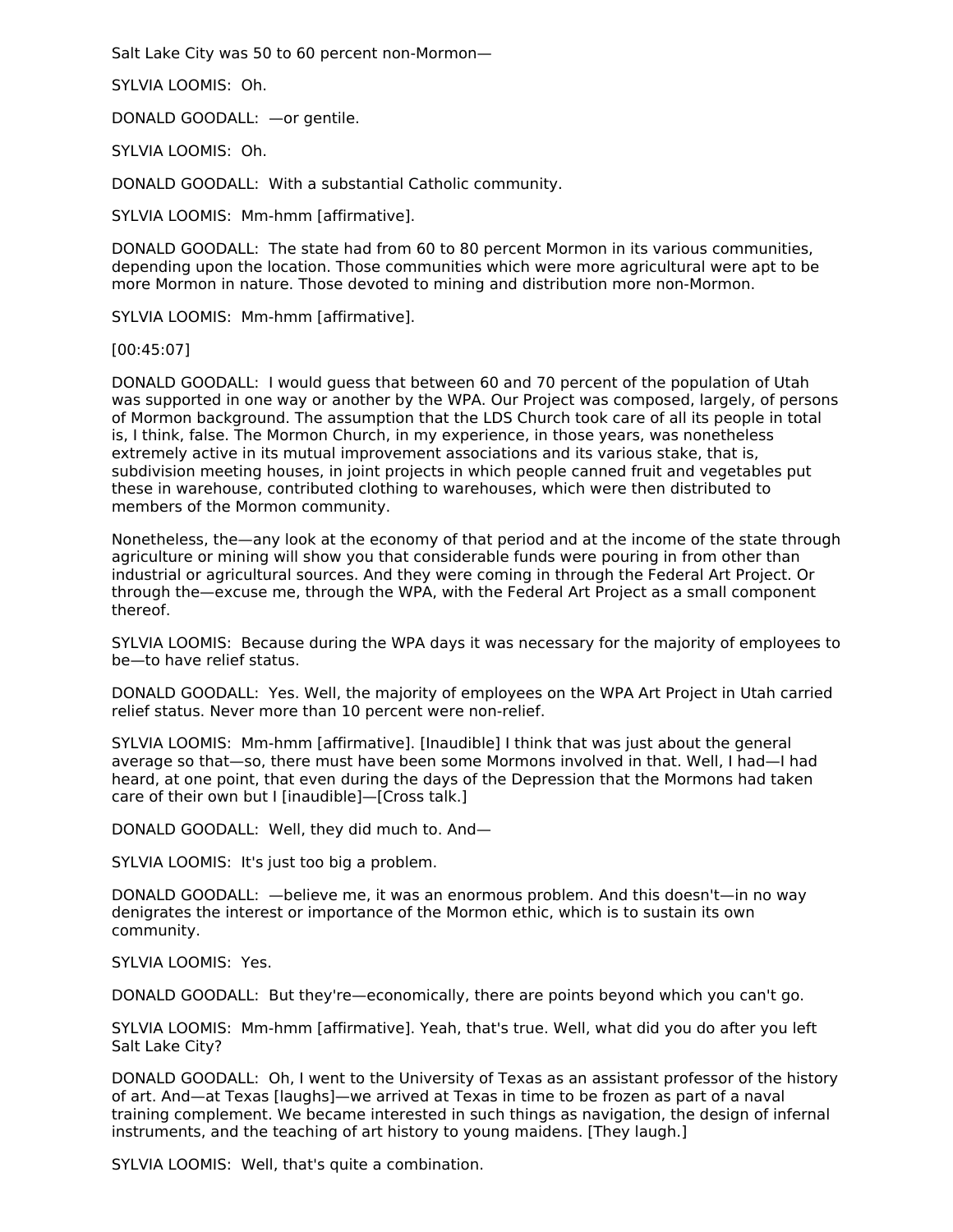Salt Lake City was 50 to 60 percent non-Mormon—

SYLVIA LOOMIS: Oh.

DONALD GOODALL: —or gentile.

SYLVIA LOOMIS: Oh.

DONALD GOODALL: With a substantial Catholic community.

SYLVIA LOOMIS: Mm-hmm [affirmative].

DONALD GOODALL: The state had from 60 to 80 percent Mormon in its various communities, depending upon the location. Those communities which were more agricultural were apt to be more Mormon in nature. Those devoted to mining and distribution more non-Mormon.

SYLVIA LOOMIS: Mm-hmm [affirmative].

[00:45:07]

DONALD GOODALL: I would guess that between 60 and 70 percent of the population of Utah was supported in one way or another by the WPA. Our Project was composed, largely, of persons of Mormon background. The assumption that the LDS Church took care of all its people in total is, I think, false. The Mormon Church, in my experience, in those years, was nonetheless extremely active in its mutual improvement associations and its various stake, that is, subdivision meeting houses, in joint projects in which people canned fruit and vegetables put these in warehouse, contributed clothing to warehouses, which were then distributed to members of the Mormon community.

Nonetheless, the—any look at the economy of that period and at the income of the state through agriculture or mining will show you that considerable funds were pouring in from other than industrial or agricultural sources. And they were coming in through the Federal Art Project. Or through the—excuse me, through the WPA, with the Federal Art Project as a small component thereof.

SYLVIA LOOMIS: Because during the WPA days it was necessary for the majority of employees to be—to have relief status.

DONALD GOODALL: Yes. Well, the majority of employees on the WPA Art Project in Utah carried relief status. Never more than 10 percent were non-relief.

SYLVIA LOOMIS: Mm-hmm [affirmative]. [Inaudible] I think that was just about the general average so that—so, there must have been some Mormons involved in that. Well, I had—I had heard, at one point, that even during the days of the Depression that the Mormons had taken care of their own but I [inaudible]—[Cross talk.]

DONALD GOODALL: Well, they did much to. And—

SYLVIA LOOMIS: It's just too big a problem.

DONALD GOODALL: —believe me, it was an enormous problem. And this doesn't—in no way denigrates the interest or importance of the Mormon ethic, which is to sustain its own community.

SYLVIA LOOMIS: Yes.

DONALD GOODALL: But they're—economically, there are points beyond which you can't go.

SYLVIA LOOMIS: Mm-hmm [affirmative]. Yeah, that's true. Well, what did you do after you left Salt Lake City?

DONALD GOODALL: Oh, I went to the University of Texas as an assistant professor of the history of art. And—at Texas [laughs]—we arrived at Texas in time to be frozen as part of a naval training complement. We became interested in such things as navigation, the design of infernal instruments, and the teaching of art history to young maidens. [They laugh.]

SYLVIA LOOMIS: Well, that's quite a combination.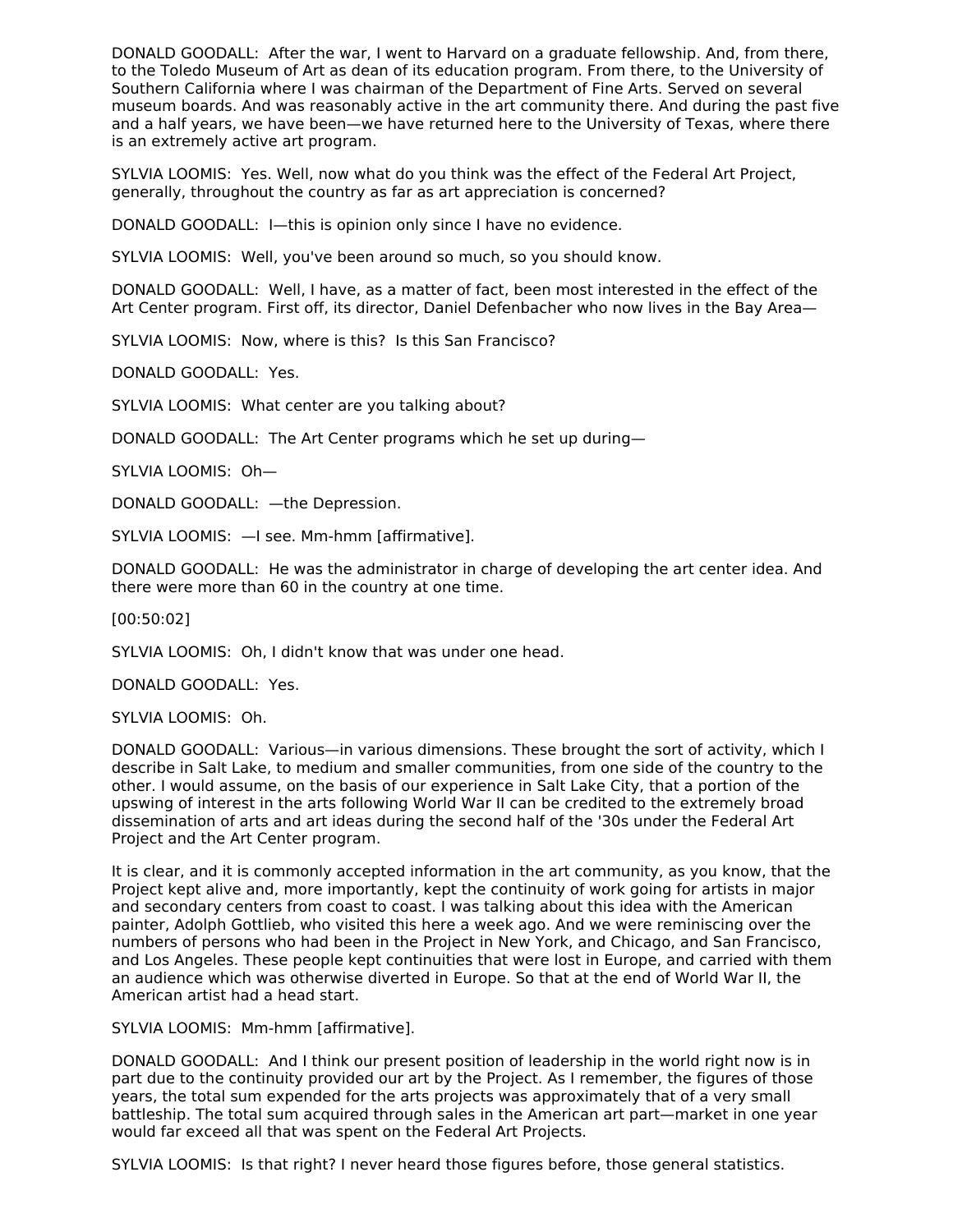DONALD GOODALL:  After the war, I went to Harvard on a graduate fellowship. And, from there, to the Toledo Museum of Art as dean of its education program. From there, to the University of Southern California where I was chairman of the Department of Fine Arts. Served on several museum boards. And was reasonably active in the art community there. And during the past five and a half years, we have been—we have returned here to the University of Texas, where there is an extremely active art program.

SYLVIA LOOMIS:  Yes. Well, now what do you think was the effect of the Federal Art Project, generally, throughout the country as far as art appreciation is concerned?

DONALD GOODALL:  I—this is opinion only since I have no evidence.

SYLVIA LOOMIS:  Well, you've been around so much, so you should know.

DONALD GOODALL:  Well, I have, as a matter of fact, been most interested in the effect of the Art Center program. First off, its director, Daniel Defenbacher who now lives in the Bay Area—

SYLVIA LOOMIS:  Now, where is this?  Is this San Francisco?

DONALD GOODALL:  Yes.

SYLVIA LOOMIS:  What center are you talking about?

DONALD GOODALL:  The Art Center programs which he set up during—

SYLVIA LOOMIS:  Oh—

DONALD GOODALL:  —the Depression.

SYLVIA LOOMIS:  —I see. Mm-hmm [affirmative].

DONALD GOODALL:  He was the administrator in charge of developing the art center idea. And there were more than 60 in the country at one time.

[00:50:02]

SYLVIA LOOMIS:  Oh, I didn't know that was under one head.

DONALD GOODALL:  Yes.

SYLVIA LOOMIS:  Oh.

DONALD GOODALL:  Various—in various dimensions. These brought the sort of activity, which I describe in Salt Lake, to medium and smaller communities, from one side of the country to the other. I would assume, on the basis of our experience in Salt Lake City, that a portion of the upswing of interest in the arts following World War II can be credited to the extremely broad dissemination of arts and art ideas during the second half of the '30s under the Federal Art Project and the Art Center program.

It is clear, and it is commonly accepted information in the art community, as you know, that the Project kept alive and, more importantly, kept the continuity of work going for artists in major and secondary centers from coast to coast. I was talking about this idea with the American painter, Adolph Gottlieb, who visited this here a week ago. And we were reminiscing over the numbers of persons who had been in the Project in New York, and Chicago, and San Francisco, and Los Angeles. These people kept continuities that were lost in Europe, and carried with them an audience which was otherwise diverted in Europe. So that at the end of World War II, the American artist had a head start.

SYLVIA LOOMIS:  Mm-hmm [affirmative].

DONALD GOODALL:  And I think our present position of leadership in the world right now is in part due to the continuity provided our art by the Project. As I remember, the figures of those years, the total sum expended for the arts projects was approximately that of a very small battleship. The total sum acquired through sales in the American art part—market in one year would far exceed all that was spent on the Federal Art Projects.

SYLVIA LOOMIS:  Is that right? I never heard those figures before, those general statistics.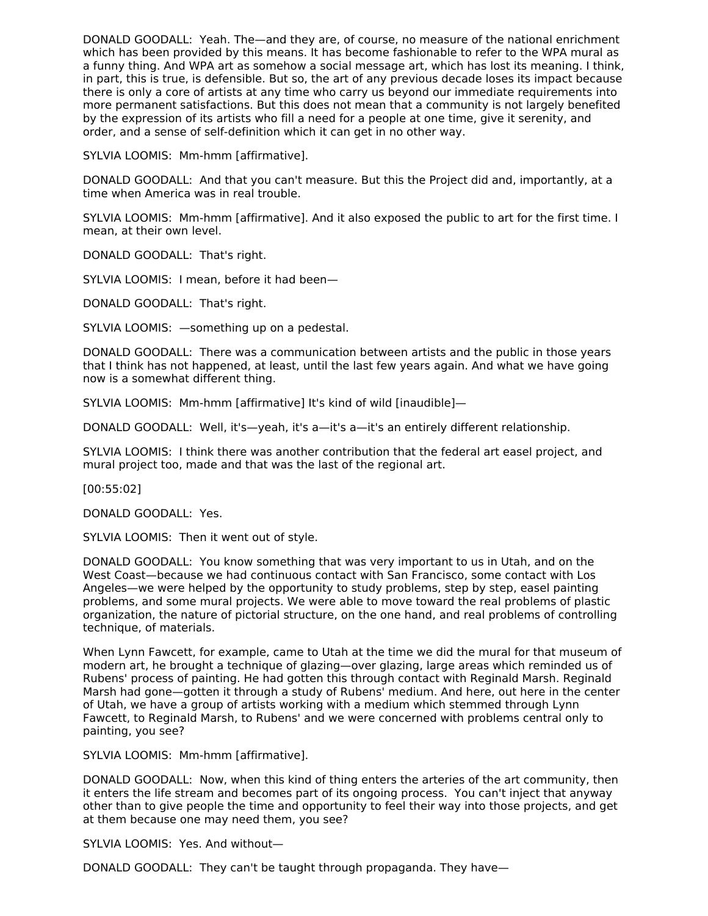DONALD GOODALL: Yeah. The—and they are, of course, no measure of the national enrichment which has been provided by this means. It has become fashionable to refer to the WPA mural as a funny thing. And WPA art as somehow a social message art, which has lost its meaning. I think, in part, this is true, is defensible. But so, the art of any previous decade loses its impact because there is only a core of artists at any time who carry us beyond our immediate requirements into more permanent satisfactions. But this does not mean that a community is not largely benefited by the expression of its artists who fill a need for a people at one time, give it serenity, and order, and a sense of self-definition which it can get in no other way.

SYLVIA LOOMIS: Mm-hmm [affirmative].

DONALD GOODALL: And that you can't measure. But this the Project did and, importantly, at a time when America was in real trouble.

SYLVIA LOOMIS: Mm-hmm [affirmative]. And it also exposed the public to art for the first time. I mean, at their own level.

DONALD GOODALL: That's right.

SYLVIA LOOMIS: I mean, before it had been—

DONALD GOODALL: That's right.

SYLVIA LOOMIS: —something up on a pedestal.

DONALD GOODALL: There was a communication between artists and the public in those years that I think has not happened, at least, until the last few years again. And what we have going now is a somewhat different thing.

SYLVIA LOOMIS: Mm-hmm [affirmative] It's kind of wild [inaudible]—

DONALD GOODALL: Well, it's—yeah, it's a—it's a—it's an entirely different relationship.

SYLVIA LOOMIS: I think there was another contribution that the federal art easel project, and mural project too, made and that was the last of the regional art.

[00:55:02]

DONALD GOODALL: Yes.

SYLVIA LOOMIS: Then it went out of style.

DONALD GOODALL: You know something that was very important to us in Utah, and on the West Coast—because we had continuous contact with San Francisco, some contact with Los Angeles—we were helped by the opportunity to study problems, step by step, easel painting problems, and some mural projects. We were able to move toward the real problems of plastic organization, the nature of pictorial structure, on the one hand, and real problems of controlling technique, of materials.

When Lynn Fawcett, for example, came to Utah at the time we did the mural for that museum of modern art, he brought a technique of glazing—over glazing, large areas which reminded us of Rubens' process of painting. He had gotten this through contact with Reginald Marsh. Reginald Marsh had gone—gotten it through a study of Rubens' medium. And here, out here in the center of Utah, we have a group of artists working with a medium which stemmed through Lynn Fawcett, to Reginald Marsh, to Rubens' and we were concerned with problems central only to painting, you see?

SYLVIA LOOMIS: Mm-hmm [affirmative].

DONALD GOODALL: Now, when this kind of thing enters the arteries of the art community, then it enters the life stream and becomes part of its ongoing process. You can't inject that anyway other than to give people the time and opportunity to feel their way into those projects, and get at them because one may need them, you see?

SYLVIA LOOMIS: Yes. And without—

DONALD GOODALL: They can't be taught through propaganda. They have—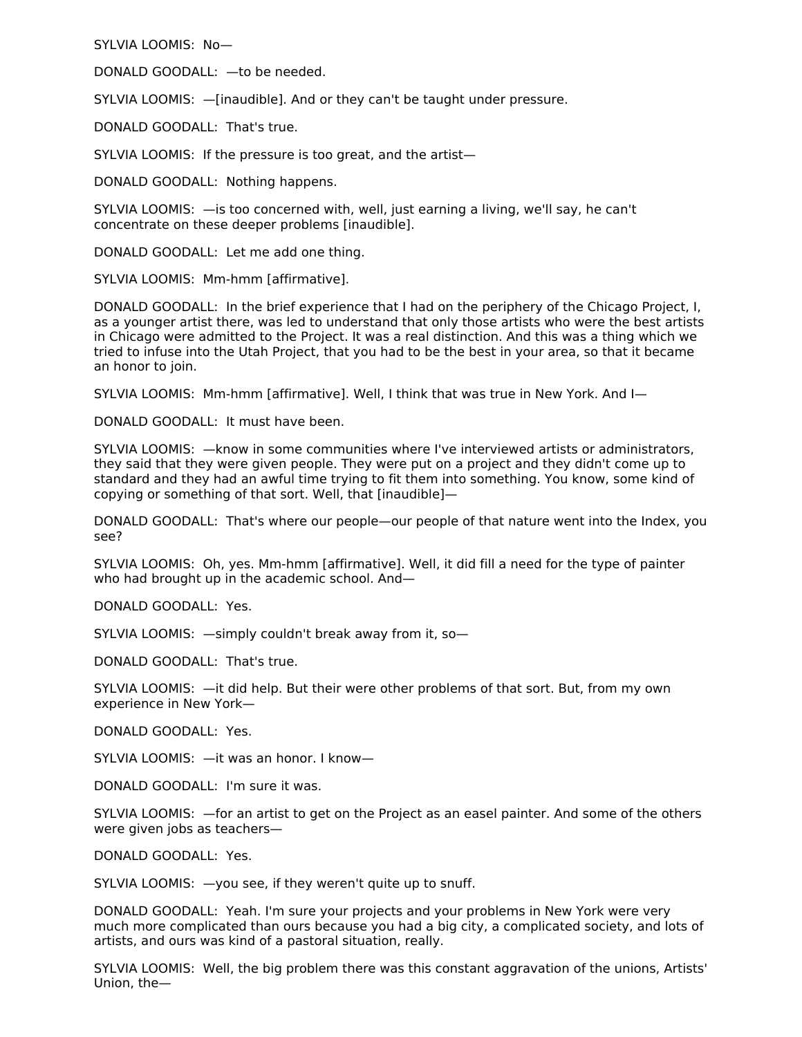SYLVIA LOOMIS: No—

DONALD GOODALL: —to be needed.

SYLVIA LOOMIS: —[inaudible]. And or they can't be taught under pressure.

DONALD GOODALL: That's true.

SYLVIA LOOMIS: If the pressure is too great, and the artist—

DONALD GOODALL: Nothing happens.

SYLVIA LOOMIS: —is too concerned with, well, just earning a living, we'll say, he can't concentrate on these deeper problems [inaudible].

DONALD GOODALL: Let me add one thing.

SYLVIA LOOMIS: Mm-hmm [affirmative].

DONALD GOODALL: In the brief experience that I had on the periphery of the Chicago Project, I, as a younger artist there, was led to understand that only those artists who were the best artists in Chicago were admitted to the Project. It was a real distinction. And this was a thing which we tried to infuse into the Utah Project, that you had to be the best in your area, so that it became an honor to join.

SYLVIA LOOMIS: Mm-hmm [affirmative]. Well, I think that was true in New York. And I—

DONALD GOODALL: It must have been.

SYLVIA LOOMIS: —know in some communities where I've interviewed artists or administrators, they said that they were given people. They were put on a project and they didn't come up to standard and they had an awful time trying to fit them into something. You know, some kind of copying or something of that sort. Well, that [inaudible]—

DONALD GOODALL: That's where our people—our people of that nature went into the Index, you see?

SYLVIA LOOMIS: Oh, yes. Mm-hmm [affirmative]. Well, it did fill a need for the type of painter who had brought up in the academic school. And—

DONALD GOODALL: Yes.

SYLVIA LOOMIS: —simply couldn't break away from it, so—

DONALD GOODALL: That's true.

SYLVIA LOOMIS: —it did help. But their were other problems of that sort. But, from my own experience in New York—

DONALD GOODALL: Yes.

SYLVIA LOOMIS: —it was an honor. I know—

DONALD GOODALL: I'm sure it was.

SYLVIA LOOMIS: —for an artist to get on the Project as an easel painter. And some of the others were given jobs as teachers—

DONALD GOODALL: Yes.

SYLVIA LOOMIS: —you see, if they weren't quite up to snuff.

DONALD GOODALL: Yeah. I'm sure your projects and your problems in New York were very much more complicated than ours because you had a big city, a complicated society, and lots of artists, and ours was kind of a pastoral situation, really.

SYLVIA LOOMIS: Well, the big problem there was this constant aggravation of the unions, Artists' Union, the—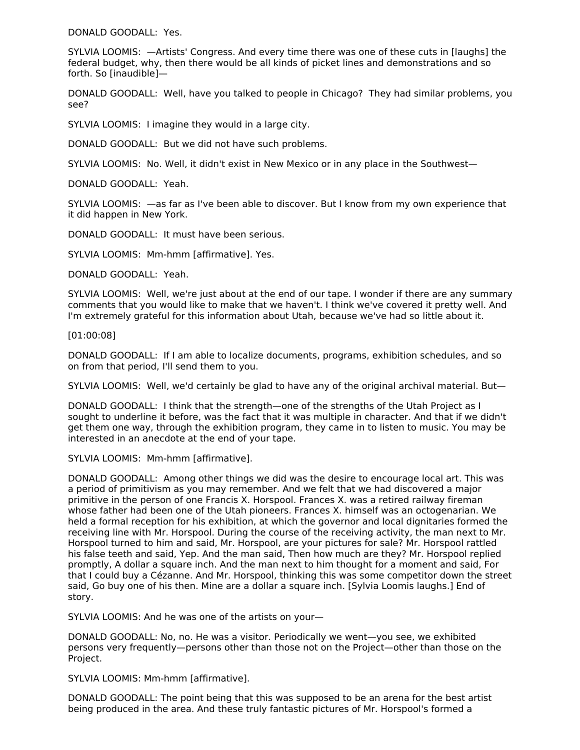DONALD GOODALL: Yes.

SYLVIA LOOMIS: —Artists' Congress. And every time there was one of these cuts in [laughs] the federal budget, why, then there would be all kinds of picket lines and demonstrations and so forth. So [inaudible]—

DONALD GOODALL: Well, have you talked to people in Chicago? They had similar problems, you see?

SYLVIA LOOMIS: I imagine they would in a large city.

DONALD GOODALL: But we did not have such problems.

SYLVIA LOOMIS: No. Well, it didn't exist in New Mexico or in any place in the Southwest—

DONALD GOODALL: Yeah.

SYLVIA LOOMIS: —as far as I've been able to discover. But I know from my own experience that it did happen in New York.

DONALD GOODALL: It must have been serious.

SYLVIA LOOMIS: Mm-hmm [affirmative]. Yes.

DONALD GOODALL: Yeah.

SYLVIA LOOMIS: Well, we're just about at the end of our tape. I wonder if there are any summary comments that you would like to make that we haven't. I think we've covered it pretty well. And I'm extremely grateful for this information about Utah, because we've had so little about it.

[01:00:08]

DONALD GOODALL: If I am able to localize documents, programs, exhibition schedules, and so on from that period, I'll send them to you.

SYLVIA LOOMIS: Well, we'd certainly be glad to have any of the original archival material. But—

DONALD GOODALL: I think that the strength—one of the strengths of the Utah Project as I sought to underline it before, was the fact that it was multiple in character. And that if we didn't get them one way, through the exhibition program, they came in to listen to music. You may be interested in an anecdote at the end of your tape.

SYLVIA LOOMIS: Mm-hmm [affirmative].

DONALD GOODALL: Among other things we did was the desire to encourage local art. This was a period of primitivism as you may remember. And we felt that we had discovered a major primitive in the person of one Francis X. Horspool. Frances X. was a retired railway fireman whose father had been one of the Utah pioneers. Frances X. himself was an octogenarian. We held a formal reception for his exhibition, at which the governor and local dignitaries formed the receiving line with Mr. Horspool. During the course of the receiving activity, the man next to Mr. Horspool turned to him and said, Mr. Horspool, are your pictures for sale? Mr. Horspool rattled his false teeth and said, Yep. And the man said, Then how much are they? Mr. Horspool replied promptly, A dollar a square inch. And the man next to him thought for a moment and said, For that I could buy a Cézanne. And Mr. Horspool, thinking this was some competitor down the street said, Go buy one of his then. Mine are a dollar a square inch. [Sylvia Loomis laughs.] End of story.

SYLVIA LOOMIS: And he was one of the artists on your—

DONALD GOODALL: No, no. He was a visitor. Periodically we went—you see, we exhibited persons very frequently—persons other than those not on the Project—other than those on the Project.

SYLVIA LOOMIS: Mm-hmm [affirmative].

DONALD GOODALL: The point being that this was supposed to be an arena for the best artist being produced in the area. And these truly fantastic pictures of Mr. Horspool's formed a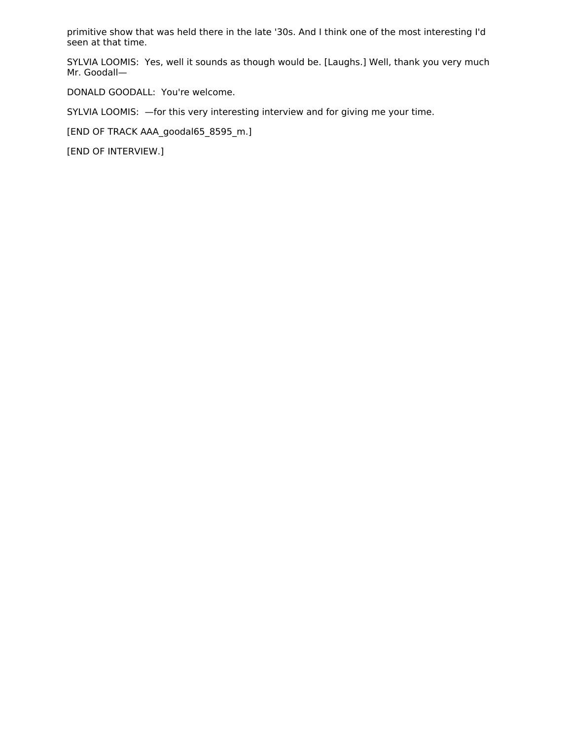primitive show that was held there in the late '30s. And I think one of the most interesting I'd seen at that time.

SYLVIA LOOMIS: Yes, well it sounds as though would be. [Laughs.] Well, thank you very much Mr. Goodall—

DONALD GOODALL: You're welcome.

SYLVIA LOOMIS: —for this very interesting interview and for giving me your time.

[END OF TRACK AAA_goodal65_8595_m.]

[END OF INTERVIEW.]